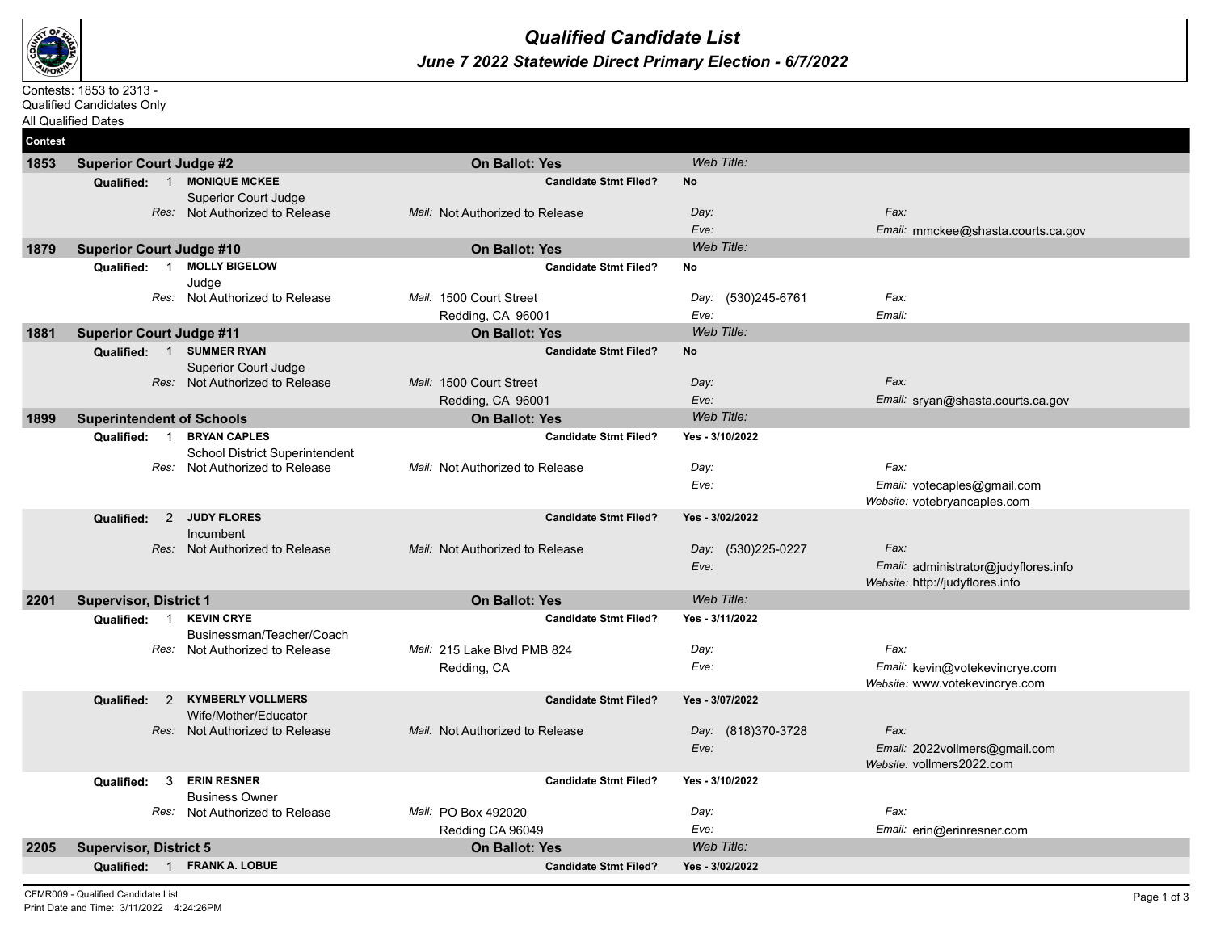# Qualified Candidate List

## June 7 2022 Statewide Direct Primary Election - 6/7/2022

Contests: 1853 to 2313 -
Qualified Candidates Only
All Qualified Dates

**Contest**

### 1853 Superior Court Judge #2 — On Ballot: Yes — *Web Title:*

**Qualified: 1 MONIQUE MCKEE** — **Candidate Stmt Filed?** **No**
Superior Court Judge
*Res:* Not Authorized to Release
*Mail:* Not Authorized to Release
*Day:*
*Eve:*
*Fax:*
*Email:* mmckee@shasta.courts.ca.gov

### 1879 Superior Court Judge #10 — On Ballot: Yes — *Web Title:*

**Qualified: 1 MOLLY BIGELOW** — **Candidate Stmt Filed?** **No**
Judge
*Res:* Not Authorized to Release
*Mail:* 1500 Court Street
Redding, CA 96001
*Day:* (530)245-6761
*Eve:*
*Fax:*
*Email:*

### 1881 Superior Court Judge #11 — On Ballot: Yes — *Web Title:*

**Qualified: 1 SUMMER RYAN** — **Candidate Stmt Filed?** **No**
Superior Court Judge
*Res:* Not Authorized to Release
*Mail:* 1500 Court Street
Redding, CA 96001
*Day:*
*Eve:*
*Fax:*
*Email:* sryan@shasta.courts.ca.gov

### 1899 Superintendent of Schools — On Ballot: Yes — *Web Title:*

**Qualified: 1 BRYAN CAPLES** — **Candidate Stmt Filed?** **Yes - 3/10/2022**
School District Superintendent
*Res:* Not Authorized to Release
*Mail:* Not Authorized to Release
*Day:*
*Eve:*
*Fax:*
*Email:* votecaples@gmail.com
*Website:* votebryancaples.com

**Qualified: 2 JUDY FLORES** — **Candidate Stmt Filed?** **Yes - 3/02/2022**
Incumbent
*Res:* Not Authorized to Release
*Mail:* Not Authorized to Release
*Day:* (530)225-0227
*Eve:*
*Fax:*
*Email:* administrator@judyflores.info
*Website:* http://judyflores.info

### 2201 Supervisor, District 1 — On Ballot: Yes — *Web Title:*

**Qualified: 1 KEVIN CRYE** — **Candidate Stmt Filed?** **Yes - 3/11/2022**
Businessman/Teacher/Coach
*Res:* Not Authorized to Release
*Mail:* 215 Lake Blvd PMB 824
Redding, CA
*Day:*
*Eve:*
*Fax:*
*Email:* kevin@votekevincrye.com
*Website:* www.votekevincrye.com

**Qualified: 2 KYMBERLY VOLLMERS** — **Candidate Stmt Filed?** **Yes - 3/07/2022**
Wife/Mother/Educator
*Res:* Not Authorized to Release
*Mail:* Not Authorized to Release
*Day:* (818)370-3728
*Eve:*
*Fax:*
*Email:* 2022vollmers@gmail.com
*Website:* vollmers2022.com

**Qualified: 3 ERIN RESNER** — **Candidate Stmt Filed?** **Yes - 3/10/2022**
Business Owner
*Res:* Not Authorized to Release
*Mail:* PO Box 492020
Redding CA 96049
*Day:*
*Eve:*
*Fax:*
*Email:* erin@erinresner.com

### 2205 Supervisor, District 5 — On Ballot: Yes — *Web Title:*

**Qualified: 1 FRANK A. LOBUE** — **Candidate Stmt Filed?** **Yes - 3/02/2022**

CFMR009 - Qualified Candidate List
Print Date and Time: 3/11/2022 4:24:26PM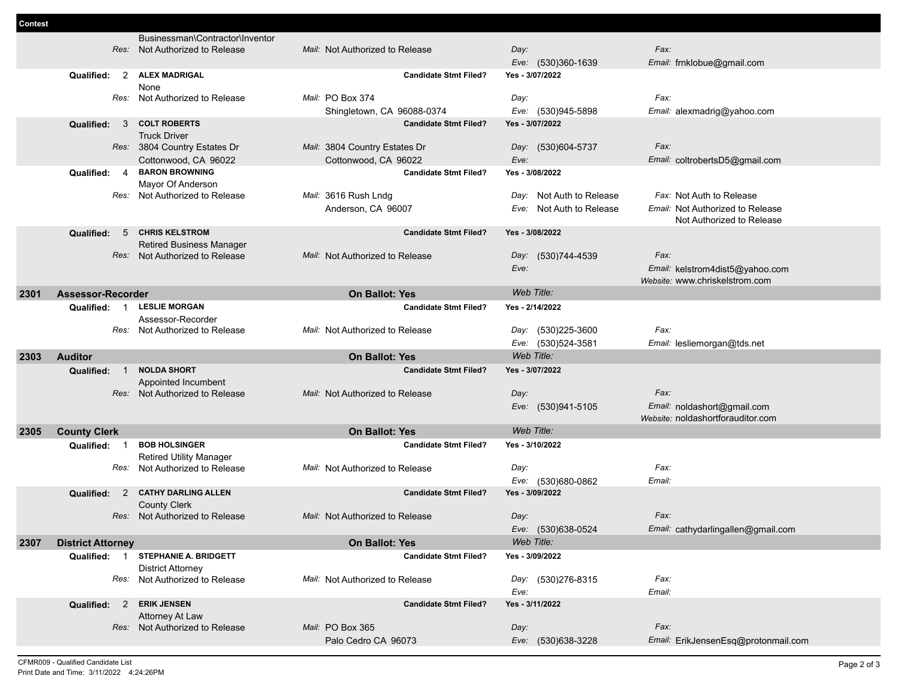**Contest**

Businessman\Contractor\Inventor
*Res:* Not Authorized to Release | *Mail:* Not Authorized to Release | *Day:* | *Eve:* (530)360-1639 | *Fax:* | *Email:* frnklobue@gmail.com

**Qualified: 2 ALEX MADRIGAL** — **Candidate Stmt Filed? Yes - 3/07/2022**
None
*Res:* Not Authorized to Release | *Mail:* PO Box 374, Shingletown, CA 96088-0374 | *Day:* | *Eve:* (530)945-5898 | *Fax:* | *Email:* alexmadrig@yahoo.com

**Qualified: 3 COLT ROBERTS** — **Candidate Stmt Filed? Yes - 3/07/2022**
Truck Driver
*Res:* 3804 Country Estates Dr, Cottonwood, CA 96022 | *Mail:* 3804 Country Estates Dr, Cottonwood, CA 96022 | *Day:* (530)604-5737 | *Eve:* | *Fax:* | *Email:* coltrobertsD5@gmail.com

**Qualified: 4 BARON BROWNING** — **Candidate Stmt Filed? Yes - 3/08/2022**
Mayor Of Anderson
*Res:* Not Authorized to Release | *Mail:* 3616 Rush Lndg, Anderson, CA 96007 | *Day:* Not Auth to Release | *Eve:* Not Auth to Release | *Fax:* Not Auth to Release | *Email:* Not Authorized to Release Not Authorized to Release

**Qualified: 5 CHRIS KELSTROM** — **Candidate Stmt Filed? Yes - 3/08/2022**
Retired Business Manager
*Res:* Not Authorized to Release | *Mail:* Not Authorized to Release | *Day:* (530)744-4539 | *Eve:* | *Fax:* | *Email:* kelstrom4dist5@yahoo.com | *Website:* www.chriskelstrom.com

## 2301 Assessor-Recorder — On Ballot: Yes — *Web Title:*

**Qualified: 1 LESLIE MORGAN** — **Candidate Stmt Filed? Yes - 2/14/2022**
Assessor-Recorder
*Res:* Not Authorized to Release | *Mail:* Not Authorized to Release | *Day:* (530)225-3600 | *Eve:* (530)524-3581 | *Fax:* | *Email:* lesliemorgan@tds.net

## 2303 Auditor — On Ballot: Yes — *Web Title:*

**Qualified: 1 NOLDA SHORT** — **Candidate Stmt Filed? Yes - 3/07/2022**
Appointed Incumbent
*Res:* Not Authorized to Release | *Mail:* Not Authorized to Release | *Day:* | *Eve:* (530)941-5105 | *Fax:* | *Email:* noldashort@gmail.com | *Website:* noldashortforauditor.com

## 2305 County Clerk — On Ballot: Yes — *Web Title:*

**Qualified: 1 BOB HOLSINGER** — **Candidate Stmt Filed? Yes - 3/10/2022**
Retired Utility Manager
*Res:* Not Authorized to Release | *Mail:* Not Authorized to Release | *Day:* | *Eve:* (530)680-0862 | *Fax:* | *Email:*

**Qualified: 2 CATHY DARLING ALLEN** — **Candidate Stmt Filed? Yes - 3/09/2022**
County Clerk
*Res:* Not Authorized to Release | *Mail:* Not Authorized to Release | *Day:* | *Eve:* (530)638-0524 | *Fax:* | *Email:* cathydarlingallen@gmail.com

## 2307 District Attorney — On Ballot: Yes — *Web Title:*

**Qualified: 1 STEPHANIE A. BRIDGETT** — **Candidate Stmt Filed? Yes - 3/09/2022**
District Attorney
*Res:* Not Authorized to Release | *Mail:* Not Authorized to Release | *Day:* (530)276-8315 | *Eve:* | *Fax:* | *Email:*

**Qualified: 2 ERIK JENSEN** — **Candidate Stmt Filed? Yes - 3/11/2022**
Attorney At Law
*Res:* Not Authorized to Release | *Mail:* PO Box 365, Palo Cedro CA 96073 | *Day:* | *Eve:* (530)638-3228 | *Fax:* | *Email:* ErikJensenEsq@protonmail.com

CFMR009 - Qualified Candidate List
Print Date and Time: 3/11/2022 4:24:26PM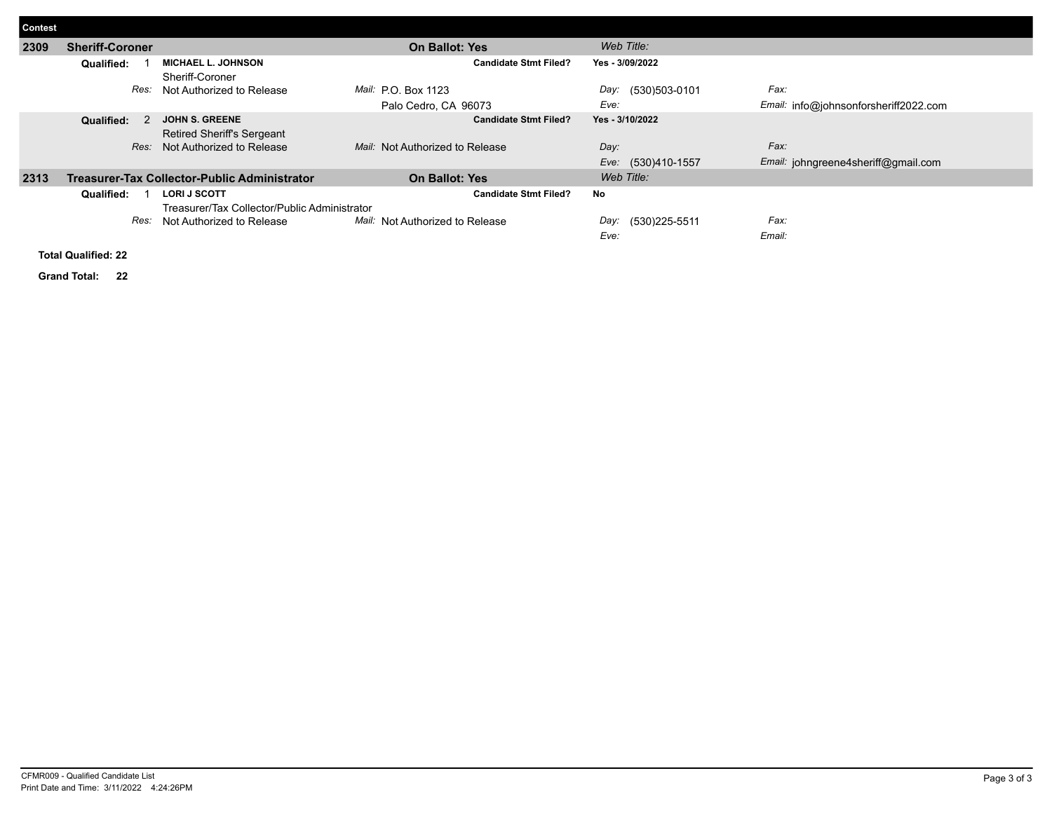**Contest**

## 2309 Sheriff-Coroner

**On Ballot: Yes** | *Web Title:*

**Qualified: 1** — **MICHAEL L. JOHNSON**
Sheriff-Coroner
**Candidate Stmt Filed?** Yes - 3/09/2022

- *Res:* Not Authorized to Release
- *Mail:* P.O. Box 1123, Palo Cedro, CA 96073
- *Day:* (530)503-0101
- *Eve:*
- *Fax:*
- *Email:* info@johnsonforsheriff2022.com

**Qualified: 2** — **JOHN S. GREENE**
Retired Sheriff's Sergeant
**Candidate Stmt Filed?** Yes - 3/10/2022

- *Res:* Not Authorized to Release
- *Mail:* Not Authorized to Release
- *Day:*
- *Eve:* (530)410-1557
- *Fax:*
- *Email:* johngreene4sheriff@gmail.com

## 2313 Treasurer-Tax Collector-Public Administrator

**On Ballot: Yes** | *Web Title:*

**Qualified: 1** — **LORI J SCOTT**
Treasurer/Tax Collector/Public Administrator
**Candidate Stmt Filed?** No

- *Res:* Not Authorized to Release
- *Mail:* Not Authorized to Release
- *Day:* (530)225-5511
- *Eve:*
- *Fax:*
- *Email:*

**Total Qualified: 22**

**Grand Total: 22**

CFMR009 - Qualified Candidate List
Print Date and Time: 3/11/2022 4:24:26PM